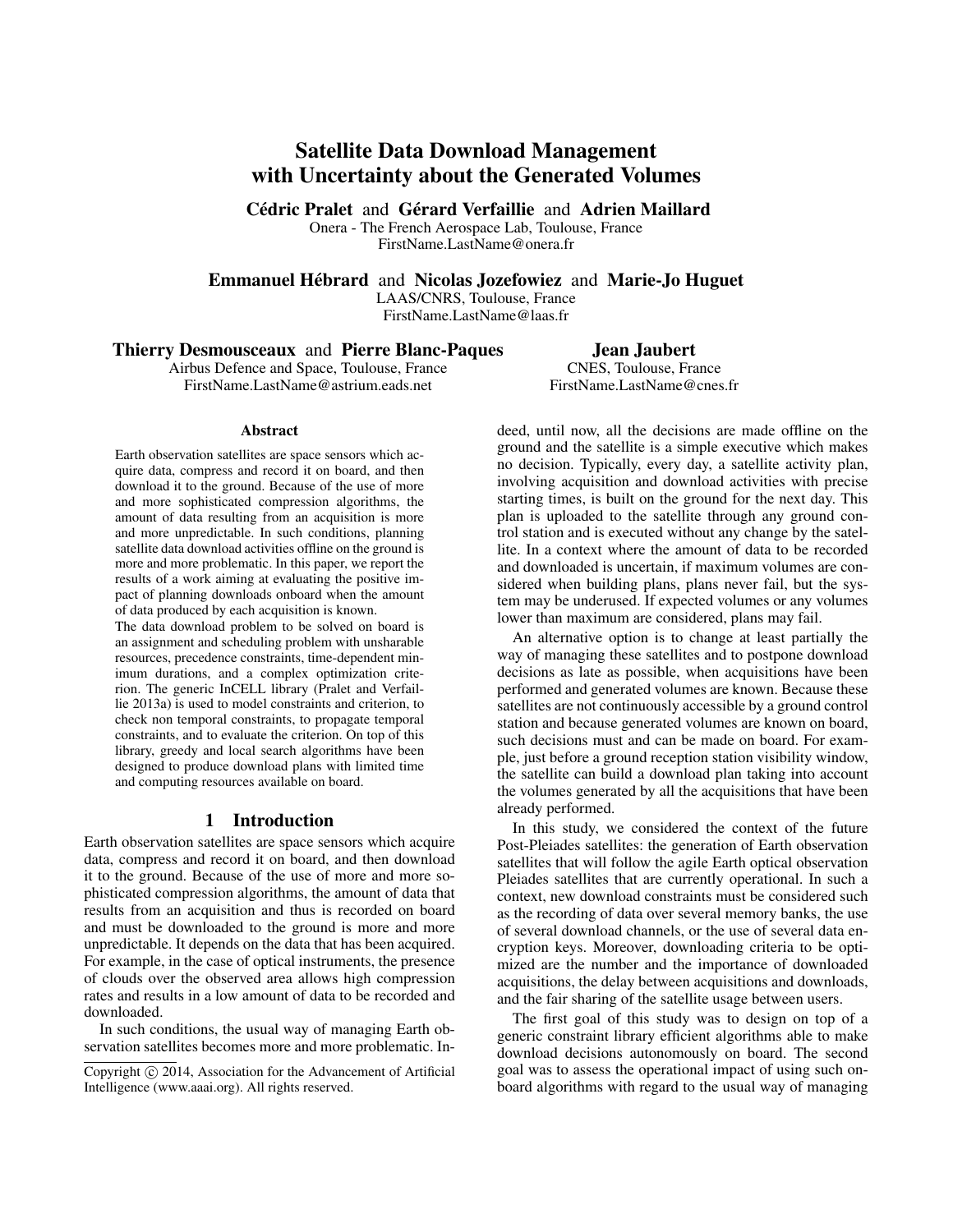# Satellite Data Download Management with Uncertainty about the Generated Volumes

**Cédric Pralet** and **Gérard Verfaillie** and **Adrien Maillard**
Onera - The French Aerospace Lab, Toulouse, France
FirstName.LastName@onera.fr

**Emmanuel Hébrard** and **Nicolas Jozefowiez** and **Marie-Jo Huguet**
LAAS/CNRS, Toulouse, France
FirstName.LastName@laas.fr

**Thierry Desmousceaux** and **Pierre Blanc-Paques**
Airbus Defence and Space, Toulouse, France
FirstName.LastName@astrium.eads.net

**Jean Jaubert**
CNES, Toulouse, France
FirstName.LastName@cnes.fr

### Abstract

Earth observation satellites are space sensors which acquire data, compress and record it on board, and then download it to the ground. Because of the use of more and more sophisticated compression algorithms, the amount of data resulting from an acquisition is more and more unpredictable. In such conditions, planning satellite data download activities offline on the ground is more and more problematic. In this paper, we report the results of a work aiming at evaluating the positive impact of planning downloads onboard when the amount of data produced by each acquisition is known.

The data download problem to be solved on board is an assignment and scheduling problem with unsharable resources, precedence constraints, time-dependent minimum durations, and a complex optimization criterion. The generic InCELL library (Pralet and Verfaillie 2013a) is used to model constraints and criterion, to check non temporal constraints, to propagate temporal constraints, and to evaluate the criterion. On top of this library, greedy and local search algorithms have been designed to produce download plans with limited time and computing resources available on board.

## 1 Introduction

Earth observation satellites are space sensors which acquire data, compress and record it on board, and then download it to the ground. Because of the use of more and more sophisticated compression algorithms, the amount of data that results from an acquisition and thus is recorded on board and must be downloaded to the ground is more and more unpredictable. It depends on the data that has been acquired. For example, in the case of optical instruments, the presence of clouds over the observed area allows high compression rates and results in a low amount of data to be recorded and downloaded.

In such conditions, the usual way of managing Earth observation satellites becomes more and more problematic. Indeed, until now, all the decisions are made offline on the ground and the satellite is a simple executive which makes no decision. Typically, every day, a satellite activity plan, involving acquisition and download activities with precise starting times, is built on the ground for the next day. This plan is uploaded to the satellite through any ground control station and is executed without any change by the satellite. In a context where the amount of data to be recorded and downloaded is uncertain, if maximum volumes are considered when building plans, plans never fail, but the system may be underused. If expected volumes or any volumes lower than maximum are considered, plans may fail.

An alternative option is to change at least partially the way of managing these satellites and to postpone download decisions as late as possible, when acquisitions have been performed and generated volumes are known. Because these satellites are not continuously accessible by a ground control station and because generated volumes are known on board, such decisions must and can be made on board. For example, just before a ground reception station visibility window, the satellite can build a download plan taking into account the volumes generated by all the acquisitions that have been already performed.

In this study, we considered the context of the future Post-Pleiades satellites: the generation of Earth observation satellites that will follow the agile Earth optical observation Pleiades satellites that are currently operational. In such a context, new download constraints must be considered such as the recording of data over several memory banks, the use of several download channels, or the use of several data encryption keys. Moreover, downloading criteria to be optimized are the number and the importance of downloaded acquisitions, the delay between acquisitions and downloads, and the fair sharing of the satellite usage between users.

The first goal of this study was to design on top of a generic constraint library efficient algorithms able to make download decisions autonomously on board. The second goal was to assess the operational impact of using such onboard algorithms with regard to the usual way of managing

Copyright © 2014, Association for the Advancement of Artificial Intelligence (www.aaai.org). All rights reserved.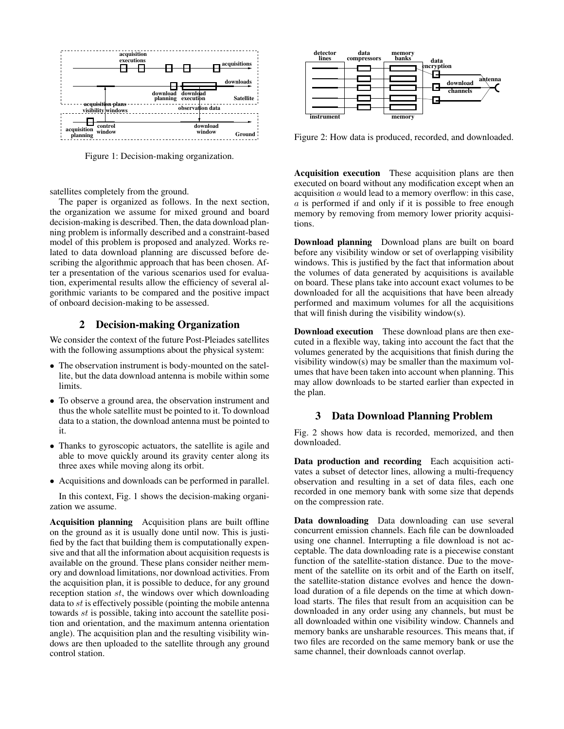Figure 1: Decision-making organization.

satellites completely from the ground.

The paper is organized as follows. In the next section, the organization we assume for mixed ground and board decision-making is described. Then, the data download planning problem is informally described and a constraint-based model of this problem is proposed and analyzed. Works related to data download planning are discussed before describing the algorithmic approach that has been chosen. After a presentation of the various scenarios used for evaluation, experimental results allow the efficiency of several algorithmic variants to be compared and the positive impact of onboard decision-making to be assessed.

## 2 Decision-making Organization

We consider the context of the future Post-Pleiades satellites with the following assumptions about the physical system:

- The observation instrument is body-mounted on the satellite, but the data download antenna is mobile within some limits.
- To observe a ground area, the observation instrument and thus the whole satellite must be pointed to it. To download data to a station, the download antenna must be pointed to it.
- Thanks to gyroscopic actuators, the satellite is agile and able to move quickly around its gravity center along its three axes while moving along its orbit.
- Acquisitions and downloads can be performed in parallel.

In this context, Fig. 1 shows the decision-making organization we assume.

**Acquisition planning** Acquisition plans are built offline on the ground as it is usually done until now. This is justified by the fact that building them is computationally expensive and that all the information about acquisition requests is available on the ground. These plans consider neither memory and download limitations, nor download activities. From the acquisition plan, it is possible to deduce, for any ground reception station $st$, the windows over which downloading data to $st$ is effectively possible (pointing the mobile antenna towards $st$ is possible, taking into account the satellite position and orientation, and the maximum antenna orientation angle). The acquisition plan and the resulting visibility windows are then uploaded to the satellite through any ground control station.

Figure 2: How data is produced, recorded, and downloaded.

**Acquisition execution** These acquisition plans are then executed on board without any modification except when an acquisition $a$ would lead to a memory overflow: in this case, $a$ is performed if and only if it is possible to free enough memory by removing from memory lower priority acquisitions.

**Download planning** Download plans are built on board before any visibility window or set of overlapping visibility windows. This is justified by the fact that information about the volumes of data generated by acquisitions is available on board. These plans take into account exact volumes to be downloaded for all the acquisitions that have been already performed and maximum volumes for all the acquisitions that will finish during the visibility window(s).

**Download execution** These download plans are then executed in a flexible way, taking into account the fact that the volumes generated by the acquisitions that finish during the visibility window(s) may be smaller than the maximum volumes that have been taken into account when planning. This may allow downloads to be started earlier than expected in the plan.

## 3 Data Download Planning Problem

Fig. 2 shows how data is recorded, memorized, and then downloaded.

**Data production and recording** Each acquisition activates a subset of detector lines, allowing a multi-frequency observation and resulting in a set of data files, each one recorded in one memory bank with some size that depends on the compression rate.

**Data downloading** Data downloading can use several concurrent emission channels. Each file can be downloaded using one channel. Interrupting a file download is not acceptable. The data downloading rate is a piecewise constant function of the satellite-station distance. Due to the movement of the satellite on its orbit and of the Earth on itself, the satellite-station distance evolves and hence the download duration of a file depends on the time at which download starts. The files that result from an acquisition can be downloaded in any order using any channels, but must be all downloaded within one visibility window. Channels and memory banks are unsharable resources. This means that, if two files are recorded on the same memory bank or use the same channel, their downloads cannot overlap.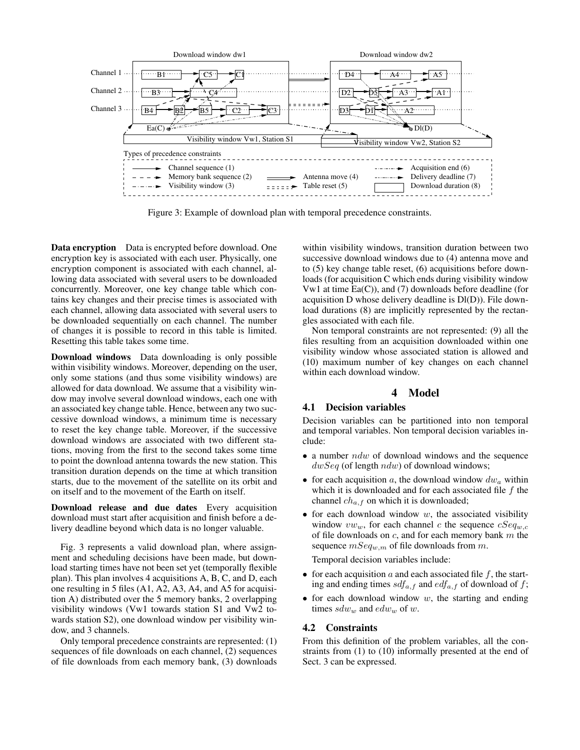Figure 3: Example of download plan with temporal precedence constraints.

**Data encryption** Data is encrypted before download. One encryption key is associated with each user. Physically, one encryption component is associated with each channel, allowing data associated with several users to be downloaded concurrently. Moreover, one key change table which contains key changes and their precise times is associated with each channel, allowing data associated with several users to be downloaded sequentially on each channel. The number of changes it is possible to record in this table is limited. Resetting this table takes some time.

**Download windows** Data downloading is only possible within visibility windows. Moreover, depending on the user, only some stations (and thus some visibility windows) are allowed for data download. We assume that a visibility window may involve several download windows, each one with an associated key change table. Hence, between any two successive download windows, a minimum time is necessary to reset the key change table. Moreover, if the successive download windows are associated with two different stations, moving from the first to the second takes some time to point the download antenna towards the new station. This transition duration depends on the time at which transition starts, due to the movement of the satellite on its orbit and on itself and to the movement of the Earth on itself.

**Download release and due dates** Every acquisition download must start after acquisition and finish before a delivery deadline beyond which data is no longer valuable.

Fig. 3 represents a valid download plan, where assignment and scheduling decisions have been made, but download starting times have not been set yet (temporally flexible plan). This plan involves 4 acquisitions A, B, C, and D, each one resulting in 5 files (A1, A2, A3, A4, and A5 for acquisition A) distributed over the 5 memory banks, 2 overlapping visibility windows (Vw1 towards station S1 and Vw2 towards station S2), one download window per visibility window, and 3 channels.

Only temporal precedence constraints are represented: (1) sequences of file downloads on each channel, (2) sequences of file downloads from each memory bank, (3) downloads within visibility windows, transition duration between two successive download windows due to (4) antenna move and to (5) key change table reset, (6) acquisitions before downloads (for acquisition C which ends during visibility window Vw1 at time Ea(C)), and (7) downloads before deadline (for acquisition D whose delivery deadline is Dl(D)). File download durations (8) are implicitly represented by the rectangles associated with each file.

Non temporal constraints are not represented: (9) all the files resulting from an acquisition downloaded within one visibility window whose associated station is allowed and (10) maximum number of key changes on each channel within each download window.

# 4 Model

## 4.1 Decision variables

Decision variables can be partitioned into non temporal and temporal variables. Non temporal decision variables include:

- a number $ndw$ of download windows and the sequence $dwSeq$ (of length $ndw$) of download windows;
- for each acquisition $a$, the download window $dw_a$ within which it is downloaded and for each associated file $f$ the channel $ch_{a,f}$ on which it is downloaded;
- for each download window $w$, the associated visibility window $vw_w$, for each channel $c$ the sequence $cSeq_{w,c}$ of file downloads on $c$, and for each memory bank $m$ the sequence $mSeq_{w,m}$ of file downloads from $m$.

  Temporal decision variables include:

- for each acquisition $a$ and each associated file $f$, the starting and ending times $sdf_{a,f}$ and $edf_{a,f}$ of download of $f$;
- for each download window $w$, the starting and ending times $sdw_w$ and $edw_w$ of $w$.

## 4.2 Constraints

From this definition of the problem variables, all the constraints from (1) to (10) informally presented at the end of Sect. 3 can be expressed.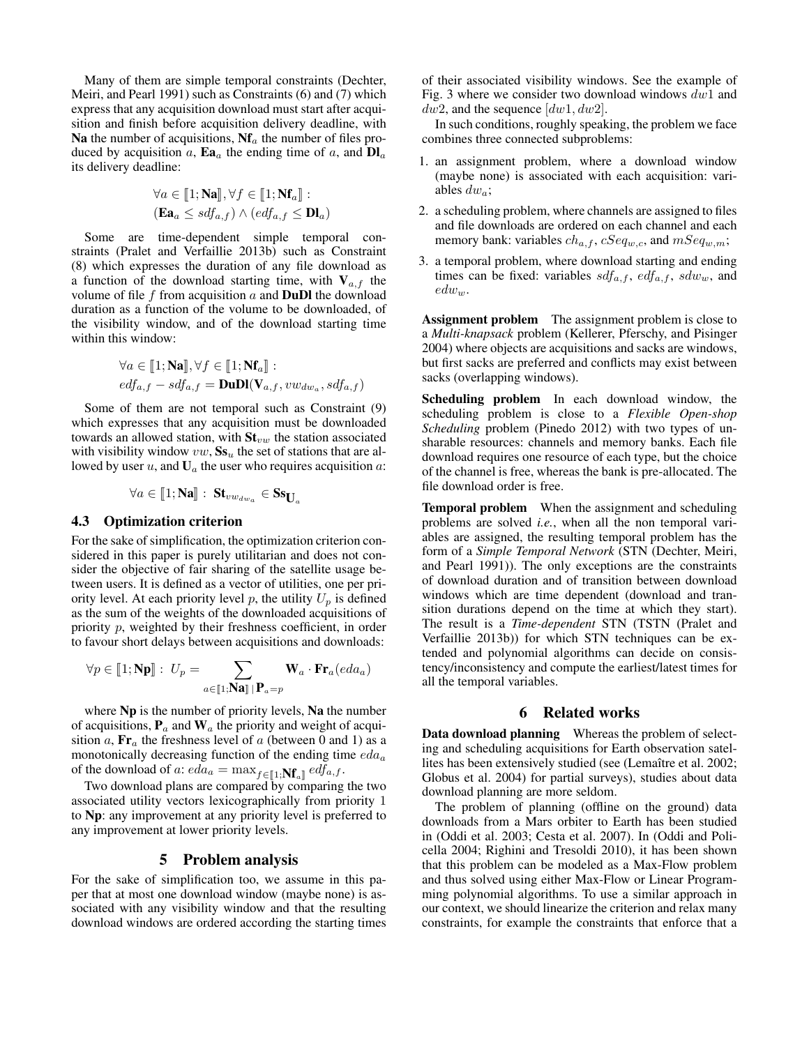Many of them are simple temporal constraints (Dechter, Meiri, and Pearl 1991) such as Constraints (6) and (7) which express that any acquisition download must start after acquisition and finish before acquisition delivery deadline, with **Na** the number of acquisitions, $\mathbf{Nf}_a$ the number of files produced by acquisition $a$, $\mathbf{Ea}_a$ the ending time of $a$, and $\mathbf{Dl}_a$ its delivery deadline:

$$\forall a \in [\![1;\mathbf{Na}]\!], \forall f \in [\![1;\mathbf{Nf}_a]\!] :$$
$$(\mathbf{Ea}_a \leq sdf_{a,f}) \wedge (edf_{a,f} \leq \mathbf{Dl}_a)$$

Some are time-dependent simple temporal constraints (Pralet and Verfaillie 2013b) such as Constraint (8) which expresses the duration of any file download as a function of the download starting time, with $\mathbf{V}_{a,f}$ the volume of file $f$ from acquisition $a$ and **DuDl** the download duration as a function of the volume to be downloaded, of the visibility window, and of the download starting time within this window:

$$\forall a \in [\![1;\mathbf{Na}]\!], \forall f \in [\![1;\mathbf{Nf}_a]\!] :$$
$$edf_{a,f} - sdf_{a,f} = \mathbf{DuDl}(\mathbf{V}_{a,f}, vw_{dw_a}, sdf_{a,f})$$

Some of them are not temporal such as Constraint (9) which expresses that any acquisition must be downloaded towards an allowed station, with $\mathbf{St}_{vw}$ the station associated with visibility window $vw$, $\mathbf{Ss}_u$ the set of stations that are allowed by user $u$, and $\mathbf{U}_a$ the user who requires acquisition $a$:

$$\forall a \in [\![1;\mathbf{Na}]\!] : \mathbf{St}_{vw_{dw_a}} \in \mathbf{Ss}_{\mathbf{U}_a}$$

### 4.3 Optimization criterion

For the sake of simplification, the optimization criterion considered in this paper is purely utilitarian and does not consider the objective of fair sharing of the satellite usage between users. It is defined as a vector of utilities, one per priority level. At each priority level $p$, the utility $U_p$ is defined as the sum of the weights of the downloaded acquisitions of priority $p$, weighted by their freshness coefficient, in order to favour short delays between acquisitions and downloads:

$$\forall p \in [\![1;\mathbf{Np}]\!] : U_p = \sum_{a \in [\![1;\mathbf{Na}]\!] \,|\, \mathbf{P}_a = p} \mathbf{W}_a \cdot \mathbf{Fr}_a(eda_a)$$

where **Np** is the number of priority levels, **Na** the number of acquisitions, $\mathbf{P}_a$ and $\mathbf{W}_a$ the priority and weight of acquisition $a$, $\mathbf{Fr}_a$ the freshness level of $a$ (between 0 and 1) as a monotonically decreasing function of the ending time $eda_a$ of the download of $a$: $eda_a = \max_{f \in [\![1;\mathbf{Nf}_a]\!]} edf_{a,f}$.

Two download plans are compared by comparing the two associated utility vectors lexicographically from priority 1 to **Np**: any improvement at any priority level is preferred to any improvement at lower priority levels.

## 5 Problem analysis

For the sake of simplification too, we assume in this paper that at most one download window (maybe none) is associated with any visibility window and that the resulting download windows are ordered according the starting times of their associated visibility windows. See the example of Fig. 3 where we consider two download windows $dw1$ and $dw2$, and the sequence $[dw1, dw2]$.

In such conditions, roughly speaking, the problem we face combines three connected subproblems:

1. an assignment problem, where a download window (maybe none) is associated with each acquisition: variables $dw_a$;
2. a scheduling problem, where channels are assigned to files and file downloads are ordered on each channel and each memory bank: variables $ch_{a,f}$, $cSeq_{w,c}$, and $mSeq_{w,m}$;
3. a temporal problem, where download starting and ending times can be fixed: variables $sdf_{a,f}$, $edf_{a,f}$, $sdw_w$, and $edw_w$.

**Assignment problem** The assignment problem is close to a *Multi-knapsack* problem (Kellerer, Pferschy, and Pisinger 2004) where objects are acquisitions and sacks are windows, but first sacks are preferred and conflicts may exist between sacks (overlapping windows).

**Scheduling problem** In each download window, the scheduling problem is close to a *Flexible Open-shop Scheduling* problem (Pinedo 2012) with two types of unsharable resources: channels and memory banks. Each file download requires one resource of each type, but the choice of the channel is free, whereas the bank is pre-allocated. The file download order is free.

**Temporal problem** When the assignment and scheduling problems are solved *i.e.*, when all the non temporal variables are assigned, the resulting temporal problem has the form of a *Simple Temporal Network* (STN (Dechter, Meiri, and Pearl 1991)). The only exceptions are the constraints of download duration and of transition between download windows which are time dependent (download and transition durations depend on the time at which they start). The result is a *Time-dependent* STN (TSTN (Pralet and Verfaillie 2013b)) for which STN techniques can be extended and polynomial algorithms can decide on consistency/inconsistency and compute the earliest/latest times for all the temporal variables.

## 6 Related works

**Data download planning** Whereas the problem of selecting and scheduling acquisitions for Earth observation satellites has been extensively studied (see (Lemaître et al. 2002; Globus et al. 2004) for partial surveys), studies about data download planning are more seldom.

The problem of planning (offline on the ground) data downloads from a Mars orbiter to Earth has been studied in (Oddi et al. 2003; Cesta et al. 2007). In (Oddi and Policella 2004; Righini and Tresoldi 2010), it has been shown that this problem can be modeled as a Max-Flow problem and thus solved using either Max-Flow or Linear Programming polynomial algorithms. To use a similar approach in our context, we should linearize the criterion and relax many constraints, for example the constraints that enforce that a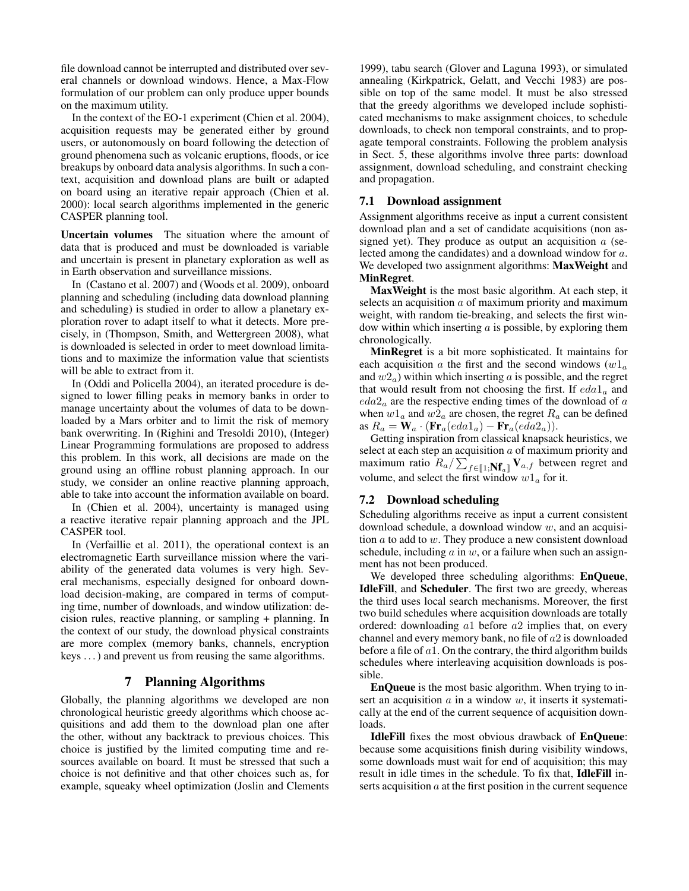file download cannot be interrupted and distributed over several channels or download windows. Hence, a Max-Flow formulation of our problem can only produce upper bounds on the maximum utility.

In the context of the EO-1 experiment (Chien et al. 2004), acquisition requests may be generated either by ground users, or autonomously on board following the detection of ground phenomena such as volcanic eruptions, floods, or ice breakups by onboard data analysis algorithms. In such a context, acquisition and download plans are built or adapted on board using an iterative repair approach (Chien et al. 2000): local search algorithms implemented in the generic CASPER planning tool.

**Uncertain volumes** The situation where the amount of data that is produced and must be downloaded is variable and uncertain is present in planetary exploration as well as in Earth observation and surveillance missions.

In (Castano et al. 2007) and (Woods et al. 2009), onboard planning and scheduling (including data download planning and scheduling) is studied in order to allow a planetary exploration rover to adapt itself to what it detects. More precisely, in (Thompson, Smith, and Wettergreen 2008), what is downloaded is selected in order to meet download limitations and to maximize the information value that scientists will be able to extract from it.

In (Oddi and Policella 2004), an iterated procedure is designed to lower filling peaks in memory banks in order to manage uncertainty about the volumes of data to be downloaded by a Mars orbiter and to limit the risk of memory bank overwriting. In (Righini and Tresoldi 2010), (Integer) Linear Programming formulations are proposed to address this problem. In this work, all decisions are made on the ground using an offline robust planning approach. In our study, we consider an online reactive planning approach, able to take into account the information available on board.

In (Chien et al. 2004), uncertainty is managed using a reactive iterative repair planning approach and the JPL CASPER tool.

In (Verfaillie et al. 2011), the operational context is an electromagnetic Earth surveillance mission where the variability of the generated data volumes is very high. Several mechanisms, especially designed for onboard download decision-making, are compared in terms of computing time, number of downloads, and window utilization: decision rules, reactive planning, or sampling + planning. In the context of our study, the download physical constraints are more complex (memory banks, channels, encryption keys ...) and prevent us from reusing the same algorithms.

# 7 Planning Algorithms

Globally, the planning algorithms we developed are non chronological heuristic greedy algorithms which choose acquisitions and add them to the download plan one after the other, without any backtrack to previous choices. This choice is justified by the limited computing time and resources available on board. It must be stressed that such a choice is not definitive and that other choices such as, for example, squeaky wheel optimization (Joslin and Clements 1999), tabu search (Glover and Laguna 1993), or simulated annealing (Kirkpatrick, Gelatt, and Vecchi 1983) are possible on top of the same model. It must be also stressed that the greedy algorithms we developed include sophisticated mechanisms to make assignment choices, to schedule downloads, to check non temporal constraints, and to propagate temporal constraints. Following the problem analysis in Sect. 5, these algorithms involve three parts: download assignment, download scheduling, and constraint checking and propagation.

## 7.1 Download assignment

Assignment algorithms receive as input a current consistent download plan and a set of candidate acquisitions (non assigned yet). They produce as output an acquisition $a$ (selected among the candidates) and a download window for $a$. We developed two assignment algorithms: **MaxWeight** and **MinRegret**.

**MaxWeight** is the most basic algorithm. At each step, it selects an acquisition $a$ of maximum priority and maximum weight, with random tie-breaking, and selects the first window within which inserting $a$ is possible, by exploring them chronologically.

**MinRegret** is a bit more sophisticated. It maintains for each acquisition $a$ the first and the second windows ($w1_a$ and $w2_a$) within which inserting $a$ is possible, and the regret that would result from not choosing the first. If $eda1_a$ and $eda2_a$ are the respective ending times of the download of $a$ when $w1_a$ and $w2_a$ are chosen, the regret $R_a$ can be defined as $R_a = \mathbf{W}_a \cdot (\mathbf{Fr}_a(eda1_a) - \mathbf{Fr}_a(eda2_a))$.

Getting inspiration from classical knapsack heuristics, we select at each step an acquisition $a$ of maximum priority and maximum ratio $R_a / \sum_{f \in [\![1;\mathbf{Nf}_a]\!]} \mathbf{V}_{a,f}$ between regret and volume, and select the first window $w1_a$ for it.

## 7.2 Download scheduling

Scheduling algorithms receive as input a current consistent download schedule, a download window $w$, and an acquisition $a$ to add to $w$. They produce a new consistent download schedule, including $a$ in $w$, or a failure when such an assignment has not been produced.

We developed three scheduling algorithms: **EnQueue**, **IdleFill**, and **Scheduler**. The first two are greedy, whereas the third uses local search mechanisms. Moreover, the first two build schedules where acquisition downloads are totally ordered: downloading $a1$ before $a2$ implies that, on every channel and every memory bank, no file of $a2$ is downloaded before a file of $a1$. On the contrary, the third algorithm builds schedules where interleaving acquisition downloads is possible.

**EnQueue** is the most basic algorithm. When trying to insert an acquisition $a$ in a window $w$, it inserts it systematically at the end of the current sequence of acquisition downloads.

**IdleFill** fixes the most obvious drawback of **EnQueue**: because some acquisitions finish during visibility windows, some downloads must wait for end of acquisition; this may result in idle times in the schedule. To fix that, **IdleFill** inserts acquisition $a$ at the first position in the current sequence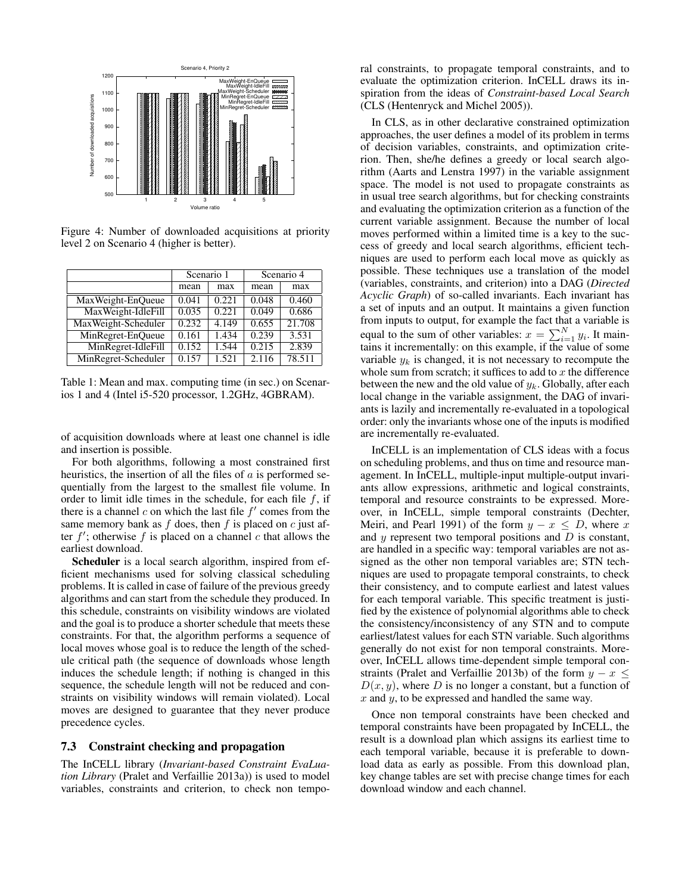Figure 4: Number of downloaded acquisitions at priority level 2 on Scenario 4 (higher is better).

| | Scenario 1 | | Scenario 4 | |
|---|---|---|---|---|
| | mean | max | mean | max |
| MaxWeight-EnQueue | 0.041 | 0.221 | 0.048 | 0.460 |
| MaxWeight-IdleFill | 0.035 | 0.221 | 0.049 | 0.686 |
| MaxWeight-Scheduler | 0.232 | 4.149 | 0.655 | 21.708 |
| MinRegret-EnQueue | 0.161 | 1.434 | 0.239 | 3.531 |
| MinRegret-IdleFill | 0.152 | 1.544 | 0.215 | 2.839 |
| MinRegret-Scheduler | 0.157 | 1.521 | 2.116 | 78.511 |

Table 1: Mean and max. computing time (in sec.) on Scenarios 1 and 4 (Intel i5-520 processor, 1.2GHz, 4GBRAM).

of acquisition downloads where at least one channel is idle and insertion is possible.

For both algorithms, following a most constrained first heuristics, the insertion of all the files of $a$ is performed sequentially from the largest to the smallest file volume. In order to limit idle times in the schedule, for each file $f$, if there is a channel $c$ on which the last file $f'$ comes from the same memory bank as $f$ does, then $f$ is placed on $c$ just after $f'$; otherwise $f$ is placed on a channel $c$ that allows the earliest download.

**Scheduler** is a local search algorithm, inspired from efficient mechanisms used for solving classical scheduling problems. It is called in case of failure of the previous greedy algorithms and can start from the schedule they produced. In this schedule, constraints on visibility windows are violated and the goal is to produce a shorter schedule that meets these constraints. For that, the algorithm performs a sequence of local moves whose goal is to reduce the length of the schedule critical path (the sequence of downloads whose length induces the schedule length; if nothing is changed in this sequence, the schedule length will not be reduced and constraints on visibility windows will remain violated). Local moves are designed to guarantee that they never produce precedence cycles.

### 7.3 Constraint checking and propagation

The InCELL library (*Invariant-based Constraint EvaLuation Library* (Pralet and Verfaillie 2013a)) is used to model variables, constraints and criterion, to check non temporal constraints, to propagate temporal constraints, and to evaluate the optimization criterion. InCELL draws its inspiration from the ideas of *Constraint-based Local Search* (CLS (Hentenryck and Michel 2005)).

In CLS, as in other declarative constrained optimization approaches, the user defines a model of its problem in terms of decision variables, constraints, and optimization criterion. Then, she/he defines a greedy or local search algorithm (Aarts and Lenstra 1997) in the variable assignment space. The model is not used to propagate constraints as in usual tree search algorithms, but for checking constraints and evaluating the optimization criterion as a function of the current variable assignment. Because the number of local moves performed within a limited time is a key to the success of greedy and local search algorithms, efficient techniques are used to perform each local move as quickly as possible. These techniques use a translation of the model (variables, constraints, and criterion) into a DAG (*Directed Acyclic Graph*) of so-called invariants. Each invariant has a set of inputs and an output. It maintains a given function from inputs to output, for example the fact that a variable is equal to the sum of other variables: $x = \sum_{i=1}^{N} y_i$. It maintains it incrementally: on this example, if the value of some variable $y_k$ is changed, it is not necessary to recompute the whole sum from scratch; it suffices to add to $x$ the difference between the new and the old value of $y_k$. Globally, after each local change in the variable assignment, the DAG of invariants is lazily and incrementally re-evaluated in a topological order: only the invariants whose one of the inputs is modified are incrementally re-evaluated.

InCELL is an implementation of CLS ideas with a focus on scheduling problems, and thus on time and resource management. In InCELL, multiple-input multiple-output invariants allow expressions, arithmetic and logical constraints, temporal and resource constraints to be expressed. Moreover, in InCELL, simple temporal constraints (Dechter, Meiri, and Pearl 1991) of the form $y - x \leq D$, where $x$ and $y$ represent two temporal positions and $D$ is constant, are handled in a specific way: temporal variables are not assigned as the other non temporal variables are; STN techniques are used to propagate temporal constraints, to check their consistency, and to compute earliest and latest values for each temporal variable. This specific treatment is justified by the existence of polynomial algorithms able to check the consistency/inconsistency of any STN and to compute earliest/latest values for each STN variable. Such algorithms generally do not exist for non temporal constraints. Moreover, InCELL allows time-dependent simple temporal constraints (Pralet and Verfaillie 2013b) of the form $y - x \leq D(x, y)$, where $D$ is no longer a constant, but a function of $x$ and $y$, to be expressed and handled the same way.

Once non temporal constraints have been checked and temporal constraints have been propagated by InCELL, the result is a download plan which assigns its earliest time to each temporal variable, because it is preferable to download data as early as possible. From this download plan, key change tables are set with precise change times for each download window and each channel.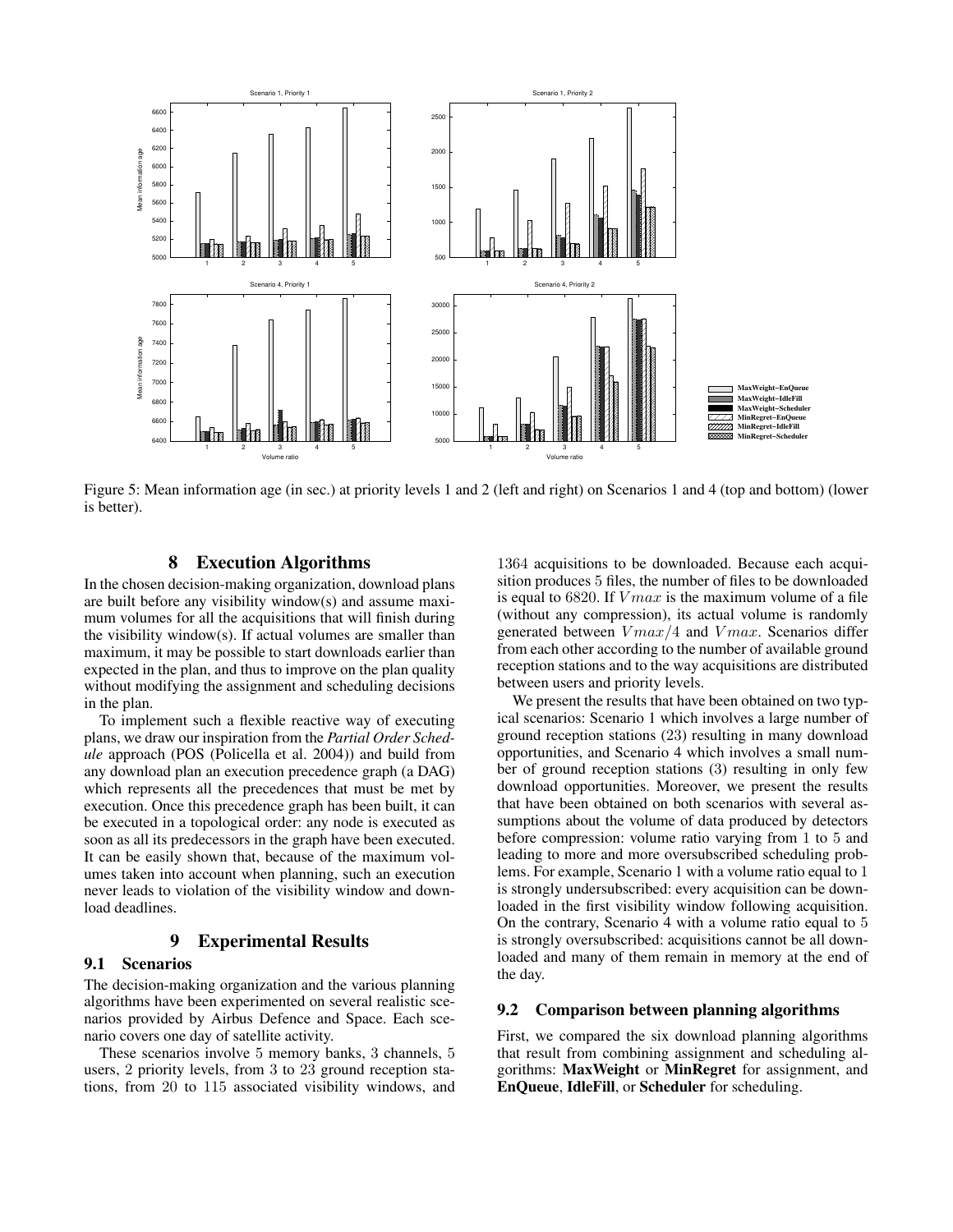Figure 5: Mean information age (in sec.) at priority levels 1 and 2 (left and right) on Scenarios 1 and 4 (top and bottom) (lower is better).

## 8 Execution Algorithms

In the chosen decision-making organization, download plans are built before any visibility window(s) and assume maximum volumes for all the acquisitions that will finish during the visibility window(s). If actual volumes are smaller than maximum, it may be possible to start downloads earlier than expected in the plan, and thus to improve on the plan quality without modifying the assignment and scheduling decisions in the plan.

To implement such a flexible reactive way of executing plans, we draw our inspiration from the *Partial Order Schedule* approach (POS (Policella et al. 2004)) and build from any download plan an execution precedence graph (a DAG) which represents all the precedences that must be met by execution. Once this precedence graph has been built, it can be executed in a topological order: any node is executed as soon as all its predecessors in the graph have been executed. It can be easily shown that, because of the maximum volumes taken into account when planning, such an execution never leads to violation of the visibility window and download deadlines.

## 9 Experimental Results

### 9.1 Scenarios

The decision-making organization and the various planning algorithms have been experimented on several realistic scenarios provided by Airbus Defence and Space. Each scenario covers one day of satellite activity.

These scenarios involve 5 memory banks, 3 channels, 5 users, 2 priority levels, from 3 to 23 ground reception stations, from 20 to 115 associated visibility windows, and 1364 acquisitions to be downloaded. Because each acquisition produces 5 files, the number of files to be downloaded is equal to 6820. If $Vmax$ is the maximum volume of a file (without any compression), its actual volume is randomly generated between $Vmax/4$ and $Vmax$. Scenarios differ from each other according to the number of available ground reception stations and to the way acquisitions are distributed between users and priority levels.

We present the results that have been obtained on two typical scenarios: Scenario 1 which involves a large number of ground reception stations (23) resulting in many download opportunities, and Scenario 4 which involves a small number of ground reception stations (3) resulting in only few download opportunities. Moreover, we present the results that have been obtained on both scenarios with several assumptions about the volume of data produced by detectors before compression: volume ratio varying from 1 to 5 and leading to more and more oversubscribed scheduling problems. For example, Scenario 1 with a volume ratio equal to 1 is strongly undersubscribed: every acquisition can be downloaded in the first visibility window following acquisition. On the contrary, Scenario 4 with a volume ratio equal to 5 is strongly oversubscribed: acquisitions cannot be all downloaded and many of them remain in memory at the end of the day.

### 9.2 Comparison between planning algorithms

First, we compared the six download planning algorithms that result from combining assignment and scheduling algorithms: **MaxWeight** or **MinRegret** for assignment, and **EnQueue**, **IdleFill**, or **Scheduler** for scheduling.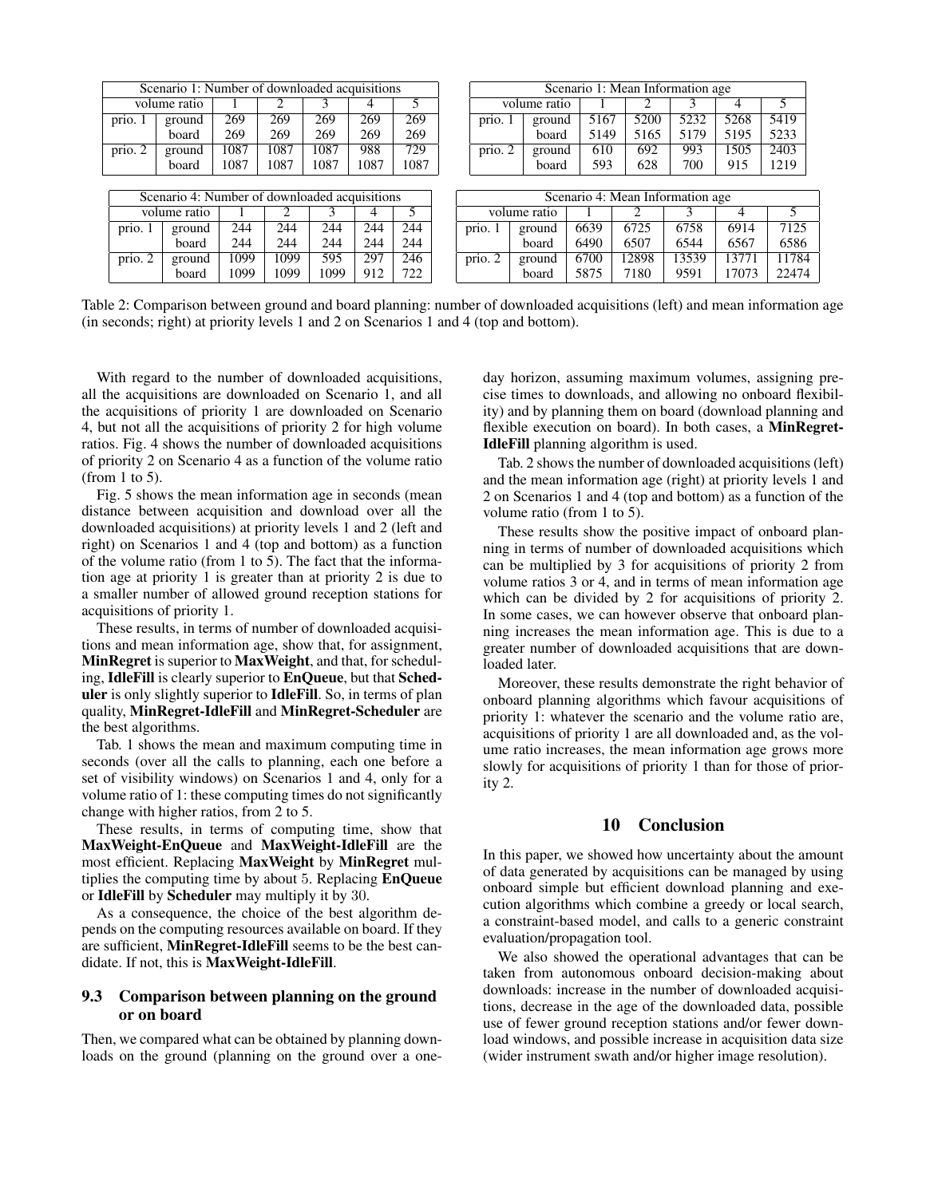| Scenario 1: Number of downloaded acquisitions | | | | | | |
|---|---|---|---|---|---|---|
| volume ratio | | 1 | 2 | 3 | 4 | 5 |
| prio. 1 | ground | 269 | 269 | 269 | 269 | 269 |
| | board | 269 | 269 | 269 | 269 | 269 |
| prio. 2 | ground | 1087 | 1087 | 1087 | 988 | 729 |
| | board | 1087 | 1087 | 1087 | 1087 | 1087 |

| Scenario 1: Mean Information age | | | | | | |
|---|---|---|---|---|---|---|
| volume ratio | | 1 | 2 | 3 | 4 | 5 |
| prio. 1 | ground | 5167 | 5200 | 5232 | 5268 | 5419 |
| | board | 5149 | 5165 | 5179 | 5195 | 5233 |
| prio. 2 | ground | 610 | 692 | 993 | 1505 | 2403 |
| | board | 593 | 628 | 700 | 915 | 1219 |

| Scenario 4: Number of downloaded acquisitions | | | | | | |
|---|---|---|---|---|---|---|
| volume ratio | | 1 | 2 | 3 | 4 | 5 |
| prio. 1 | ground | 244 | 244 | 244 | 244 | 244 |
| | board | 244 | 244 | 244 | 244 | 244 |
| prio. 2 | ground | 1099 | 1099 | 595 | 297 | 246 |
| | board | 1099 | 1099 | 1099 | 912 | 722 |

| Scenario 4: Mean Information age | | | | | | |
|---|---|---|---|---|---|---|
| volume ratio | | 1 | 2 | 3 | 4 | 5 |
| prio. 1 | ground | 6639 | 6725 | 6758 | 6914 | 7125 |
| | board | 6490 | 6507 | 6544 | 6567 | 6586 |
| prio. 2 | ground | 6700 | 12898 | 13539 | 13771 | 11784 |
| | board | 5875 | 7180 | 9591 | 17073 | 22474 |

Table 2: Comparison between ground and board planning: number of downloaded acquisitions (left) and mean information age (in seconds; right) at priority levels 1 and 2 on Scenarios 1 and 4 (top and bottom).

With regard to the number of downloaded acquisitions, all the acquisitions are downloaded on Scenario 1, and all the acquisitions of priority 1 are downloaded on Scenario 4, but not all the acquisitions of priority 2 for high volume ratios. Fig. 4 shows the number of downloaded acquisitions of priority 2 on Scenario 4 as a function of the volume ratio (from 1 to 5).

Fig. 5 shows the mean information age in seconds (mean distance between acquisition and download over all the downloaded acquisitions) at priority levels 1 and 2 (left and right) on Scenarios 1 and 4 (top and bottom) as a function of the volume ratio (from 1 to 5). The fact that the information age at priority 1 is greater than at priority 2 is due to a smaller number of allowed ground reception stations for acquisitions of priority 1.

These results, in terms of number of downloaded acquisitions and mean information age, show that, for assignment, **MinRegret** is superior to **MaxWeight**, and that, for scheduling, **IdleFill** is clearly superior to **EnQueue**, but that **Scheduler** is only slightly superior to **IdleFill**. So, in terms of plan quality, **MinRegret-IdleFill** and **MinRegret-Scheduler** are the best algorithms.

Tab. 1 shows the mean and maximum computing time in seconds (over all the calls to planning, each one before a set of visibility windows) on Scenarios 1 and 4, only for a volume ratio of 1: these computing times do not significantly change with higher ratios, from 2 to 5.

These results, in terms of computing time, show that **MaxWeight-EnQueue** and **MaxWeight-IdleFill** are the most efficient. Replacing **MaxWeight** by **MinRegret** multiplies the computing time by about 5. Replacing **EnQueue** or **IdleFill** by **Scheduler** may multiply it by 30.

As a consequence, the choice of the best algorithm depends on the computing resources available on board. If they are sufficient, **MinRegret-IdleFill** seems to be the best candidate. If not, this is **MaxWeight-IdleFill**.

### 9.3 Comparison between planning on the ground or on board

Then, we compared what can be obtained by planning downloads on the ground (planning on the ground over a one-day horizon, assuming maximum volumes, assigning precise times to downloads, and allowing no onboard flexibility) and by planning them on board (download planning and flexible execution on board). In both cases, a **MinRegret-IdleFill** planning algorithm is used.

Tab. 2 shows the number of downloaded acquisitions (left) and the mean information age (right) at priority levels 1 and 2 on Scenarios 1 and 4 (top and bottom) as a function of the volume ratio (from 1 to 5).

These results show the positive impact of onboard planning in terms of number of downloaded acquisitions which can be multiplied by 3 for acquisitions of priority 2 from volume ratios 3 or 4, and in terms of mean information age which can be divided by 2 for acquisitions of priority 2. In some cases, we can however observe that onboard planning increases the mean information age. This is due to a greater number of downloaded acquisitions that are downloaded later.

Moreover, these results demonstrate the right behavior of onboard planning algorithms which favour acquisitions of priority 1: whatever the scenario and the volume ratio are, acquisitions of priority 1 are all downloaded and, as the volume ratio increases, the mean information age grows more slowly for acquisitions of priority 1 than for those of priority 2.

## 10 Conclusion

In this paper, we showed how uncertainty about the amount of data generated by acquisitions can be managed by using onboard simple but efficient download planning and execution algorithms which combine a greedy or local search, a constraint-based model, and calls to a generic constraint evaluation/propagation tool.

We also showed the operational advantages that can be taken from autonomous onboard decision-making about downloads: increase in the number of downloaded acquisitions, decrease in the age of the downloaded data, possible use of fewer ground reception stations and/or fewer download windows, and possible increase in acquisition data size (wider instrument swath and/or higher image resolution).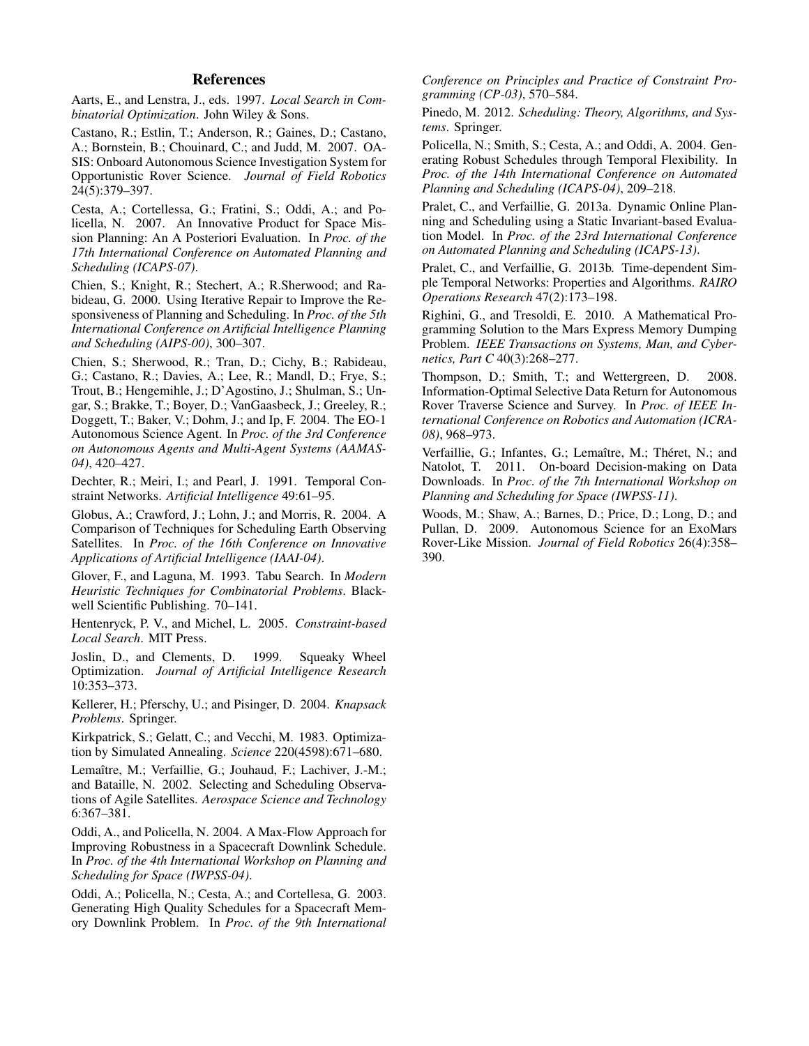## References

Aarts, E., and Lenstra, J., eds. 1997. *Local Search in Combinatorial Optimization*. John Wiley & Sons.

Castano, R.; Estlin, T.; Anderson, R.; Gaines, D.; Castano, A.; Bornstein, B.; Chouinard, C.; and Judd, M. 2007. OASIS: Onboard Autonomous Science Investigation System for Opportunistic Rover Science. *Journal of Field Robotics* 24(5):379–397.

Cesta, A.; Cortellessa, G.; Fratini, S.; Oddi, A.; and Policella, N. 2007. An Innovative Product for Space Mission Planning: An A Posteriori Evaluation. In *Proc. of the 17th International Conference on Automated Planning and Scheduling (ICAPS-07)*.

Chien, S.; Knight, R.; Stechert, A.; R.Sherwood; and Rabideau, G. 2000. Using Iterative Repair to Improve the Responsiveness of Planning and Scheduling. In *Proc. of the 5th International Conference on Artificial Intelligence Planning and Scheduling (AIPS-00)*, 300–307.

Chien, S.; Sherwood, R.; Tran, D.; Cichy, B.; Rabideau, G.; Castano, R.; Davies, A.; Lee, R.; Mandl, D.; Frye, S.; Trout, B.; Hengemihle, J.; D'Agostino, J.; Shulman, S.; Ungar, S.; Brakke, T.; Boyer, D.; VanGaasbeck, J.; Greeley, R.; Doggett, T.; Baker, V.; Dohm, J.; and Ip, F. 2004. The EO-1 Autonomous Science Agent. In *Proc. of the 3rd Conference on Autonomous Agents and Multi-Agent Systems (AAMAS-04)*, 420–427.

Dechter, R.; Meiri, I.; and Pearl, J. 1991. Temporal Constraint Networks. *Artificial Intelligence* 49:61–95.

Globus, A.; Crawford, J.; Lohn, J.; and Morris, R. 2004. A Comparison of Techniques for Scheduling Earth Observing Satellites. In *Proc. of the 16th Conference on Innovative Applications of Artificial Intelligence (IAAI-04)*.

Glover, F., and Laguna, M. 1993. Tabu Search. In *Modern Heuristic Techniques for Combinatorial Problems*. Blackwell Scientific Publishing. 70–141.

Hentenryck, P. V., and Michel, L. 2005. *Constraint-based Local Search*. MIT Press.

Joslin, D., and Clements, D. 1999. Squeaky Wheel Optimization. *Journal of Artificial Intelligence Research* 10:353–373.

Kellerer, H.; Pferschy, U.; and Pisinger, D. 2004. *Knapsack Problems*. Springer.

Kirkpatrick, S.; Gelatt, C.; and Vecchi, M. 1983. Optimization by Simulated Annealing. *Science* 220(4598):671–680.

Lemaître, M.; Verfaillie, G.; Jouhaud, F.; Lachiver, J.-M.; and Bataille, N. 2002. Selecting and Scheduling Observations of Agile Satellites. *Aerospace Science and Technology* 6:367–381.

Oddi, A., and Policella, N. 2004. A Max-Flow Approach for Improving Robustness in a Spacecraft Downlink Schedule. In *Proc. of the 4th International Workshop on Planning and Scheduling for Space (IWPSS-04)*.

Oddi, A.; Policella, N.; Cesta, A.; and Cortellesa, G. 2003. Generating High Quality Schedules for a Spacecraft Memory Downlink Problem. In *Proc. of the 9th International Conference on Principles and Practice of Constraint Programming (CP-03)*, 570–584.

Pinedo, M. 2012. *Scheduling: Theory, Algorithms, and Systems*. Springer.

Policella, N.; Smith, S.; Cesta, A.; and Oddi, A. 2004. Generating Robust Schedules through Temporal Flexibility. In *Proc. of the 14th International Conference on Automated Planning and Scheduling (ICAPS-04)*, 209–218.

Pralet, C., and Verfaillie, G. 2013a. Dynamic Online Planning and Scheduling using a Static Invariant-based Evaluation Model. In *Proc. of the 23rd International Conference on Automated Planning and Scheduling (ICAPS-13)*.

Pralet, C., and Verfaillie, G. 2013b. Time-dependent Simple Temporal Networks: Properties and Algorithms. *RAIRO Operations Research* 47(2):173–198.

Righini, G., and Tresoldi, E. 2010. A Mathematical Programming Solution to the Mars Express Memory Dumping Problem. *IEEE Transactions on Systems, Man, and Cybernetics, Part C* 40(3):268–277.

Thompson, D.; Smith, T.; and Wettergreen, D. 2008. Information-Optimal Selective Data Return for Autonomous Rover Traverse Science and Survey. In *Proc. of IEEE International Conference on Robotics and Automation (ICRA-08)*, 968–973.

Verfaillie, G.; Infantes, G.; Lemaître, M.; Théret, N.; and Natolot, T. 2011. On-board Decision-making on Data Downloads. In *Proc. of the 7th International Workshop on Planning and Scheduling for Space (IWPSS-11)*.

Woods, M.; Shaw, A.; Barnes, D.; Price, D.; Long, D.; and Pullan, D. 2009. Autonomous Science for an ExoMars Rover-Like Mission. *Journal of Field Robotics* 26(4):358–390.